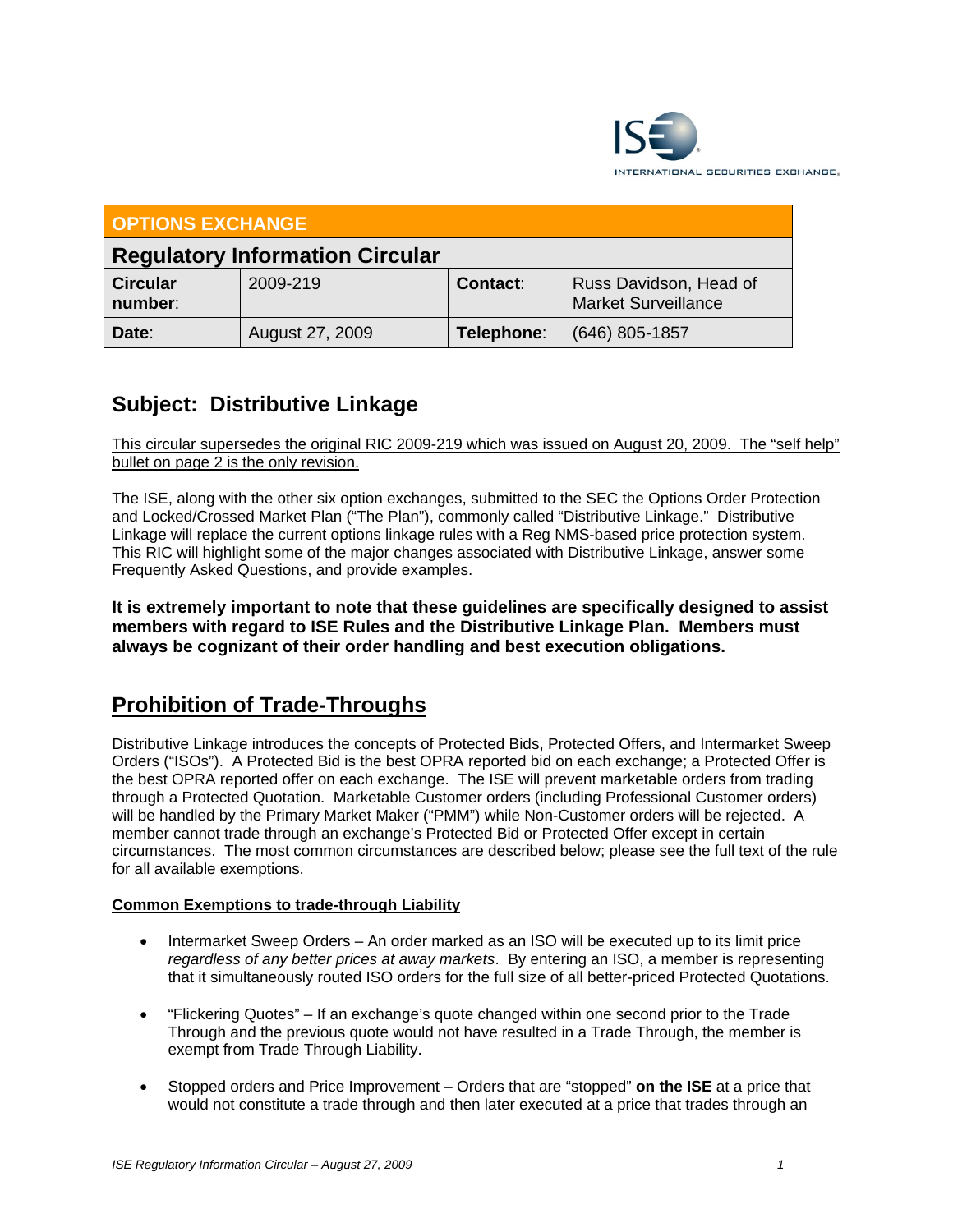ISE INTERNATIONAL SECURITIES EXCHANGE.

| OPTIONS EXCHANGE | | | |
|---|---|---|---|
| **Regulatory Information Circular** | | | |
| **Circular number**: | 2009-219 | **Contact**: | Russ Davidson, Head of Market Surveillance |
| **Date**: | August 27, 2009 | **Telephone**: | (646) 805-1857 |

## Subject: Distributive Linkage

This circular supersedes the original RIC 2009-219 which was issued on August 20, 2009. The "self help" bullet on page 2 is the only revision.

The ISE, along with the other six option exchanges, submitted to the SEC the Options Order Protection and Locked/Crossed Market Plan ("The Plan"), commonly called "Distributive Linkage." Distributive Linkage will replace the current options linkage rules with a Reg NMS-based price protection system. This RIC will highlight some of the major changes associated with Distributive Linkage, answer some Frequently Asked Questions, and provide examples.

**It is extremely important to note that these guidelines are specifically designed to assist members with regard to ISE Rules and the Distributive Linkage Plan. Members must always be cognizant of their order handling and best execution obligations.**

# Prohibition of Trade-Throughs

Distributive Linkage introduces the concepts of Protected Bids, Protected Offers, and Intermarket Sweep Orders ("ISOs"). A Protected Bid is the best OPRA reported bid on each exchange; a Protected Offer is the best OPRA reported offer on each exchange. The ISE will prevent marketable orders from trading through a Protected Quotation. Marketable Customer orders (including Professional Customer orders) will be handled by the Primary Market Maker ("PMM") while Non-Customer orders will be rejected. A member cannot trade through an exchange's Protected Bid or Protected Offer except in certain circumstances. The most common circumstances are described below; please see the full text of the rule for all available exemptions.

**Common Exemptions to trade-through Liability**

- Intermarket Sweep Orders – An order marked as an ISO will be executed up to its limit price *regardless of any better prices at away markets*. By entering an ISO, a member is representing that it simultaneously routed ISO orders for the full size of all better-priced Protected Quotations.

- "Flickering Quotes" – If an exchange's quote changed within one second prior to the Trade Through and the previous quote would not have resulted in a Trade Through, the member is exempt from Trade Through Liability.

- Stopped orders and Price Improvement – Orders that are "stopped" **on the ISE** at a price that would not constitute a trade through and then later executed at a price that trades through an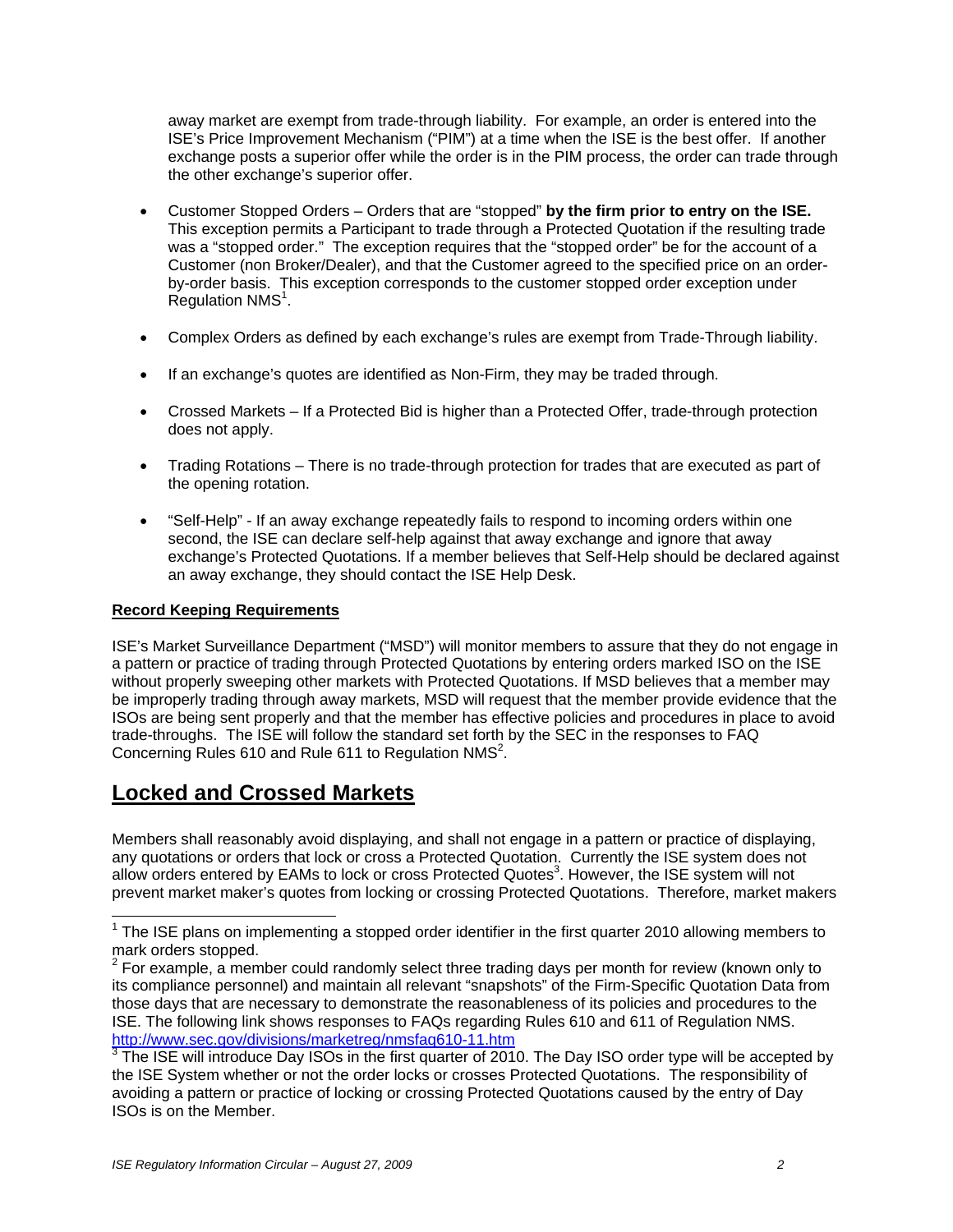away market are exempt from trade-through liability. For example, an order is entered into the ISE's Price Improvement Mechanism ("PIM") at a time when the ISE is the best offer. If another exchange posts a superior offer while the order is in the PIM process, the order can trade through the other exchange's superior offer.

- Customer Stopped Orders – Orders that are "stopped" **by the firm prior to entry on the ISE.** This exception permits a Participant to trade through a Protected Quotation if the resulting trade was a "stopped order." The exception requires that the "stopped order" be for the account of a Customer (non Broker/Dealer), and that the Customer agreed to the specified price on an order-by-order basis. This exception corresponds to the customer stopped order exception under Regulation NMS[1].

- Complex Orders as defined by each exchange's rules are exempt from Trade-Through liability.

- If an exchange's quotes are identified as Non-Firm, they may be traded through.

- Crossed Markets – If a Protected Bid is higher than a Protected Offer, trade-through protection does not apply.

- Trading Rotations – There is no trade-through protection for trades that are executed as part of the opening rotation.

- "Self-Help" - If an away exchange repeatedly fails to respond to incoming orders within one second, the ISE can declare self-help against that away exchange and ignore that away exchange's Protected Quotations. If a member believes that Self-Help should be declared against an away exchange, they should contact the ISE Help Desk.

**Record Keeping Requirements**

ISE's Market Surveillance Department ("MSD") will monitor members to assure that they do not engage in a pattern or practice of trading through Protected Quotations by entering orders marked ISO on the ISE without properly sweeping other markets with Protected Quotations. If MSD believes that a member may be improperly trading through away markets, MSD will request that the member provide evidence that the ISOs are being sent properly and that the member has effective policies and procedures in place to avoid trade-throughs. The ISE will follow the standard set forth by the SEC in the responses to FAQ Concerning Rules 610 and Rule 611 to Regulation NMS[2].

## Locked and Crossed Markets

Members shall reasonably avoid displaying, and shall not engage in a pattern or practice of displaying, any quotations or orders that lock or cross a Protected Quotation. Currently the ISE system does not allow orders entered by EAMs to lock or cross Protected Quotes[3]. However, the ISE system will not prevent market maker's quotes from locking or crossing Protected Quotations. Therefore, market makers

---

[1] The ISE plans on implementing a stopped order identifier in the first quarter 2010 allowing members to mark orders stopped.

[2] For example, a member could randomly select three trading days per month for review (known only to its compliance personnel) and maintain all relevant "snapshots" of the Firm-Specific Quotation Data from those days that are necessary to demonstrate the reasonableness of its policies and procedures to the ISE. The following link shows responses to FAQs regarding Rules 610 and 611 of Regulation NMS. http://www.sec.gov/divisions/marketreg/nmsfaq610-11.htm

[3] The ISE will introduce Day ISOs in the first quarter of 2010. The Day ISO order type will be accepted by the ISE System whether or not the order locks or crosses Protected Quotations. The responsibility of avoiding a pattern or practice of locking or crossing Protected Quotations caused by the entry of Day ISOs is on the Member.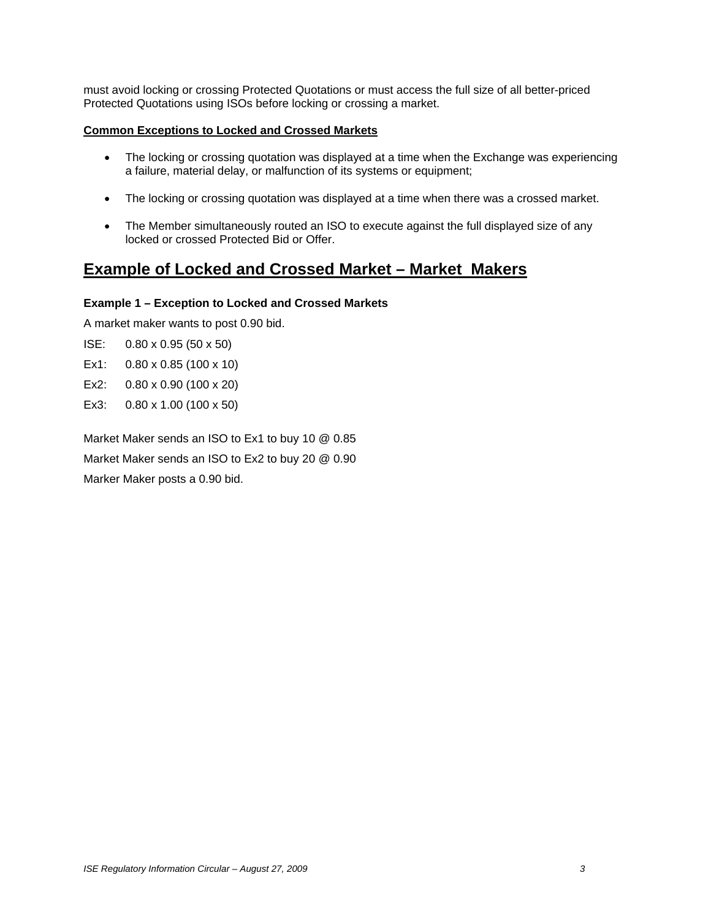must avoid locking or crossing Protected Quotations or must access the full size of all better-priced Protected Quotations using ISOs before locking or crossing a market.

**Common Exceptions to Locked and Crossed Markets**

- The locking or crossing quotation was displayed at a time when the Exchange was experiencing a failure, material delay, or malfunction of its systems or equipment;
- The locking or crossing quotation was displayed at a time when there was a crossed market.
- The Member simultaneously routed an ISO to execute against the full displayed size of any locked or crossed Protected Bid or Offer.

## Example of Locked and Crossed Market – Market Makers

**Example 1 – Exception to Locked and Crossed Markets**

A market maker wants to post 0.90 bid.

ISE: 0.80 x 0.95 (50 x 50)

Ex1: 0.80 x 0.85 (100 x 10)

Ex2: 0.80 x 0.90 (100 x 20)

Ex3: 0.80 x 1.00 (100 x 50)

Market Maker sends an ISO to Ex1 to buy 10 @ 0.85

Market Maker sends an ISO to Ex2 to buy 20 @ 0.90

Marker Maker posts a 0.90 bid.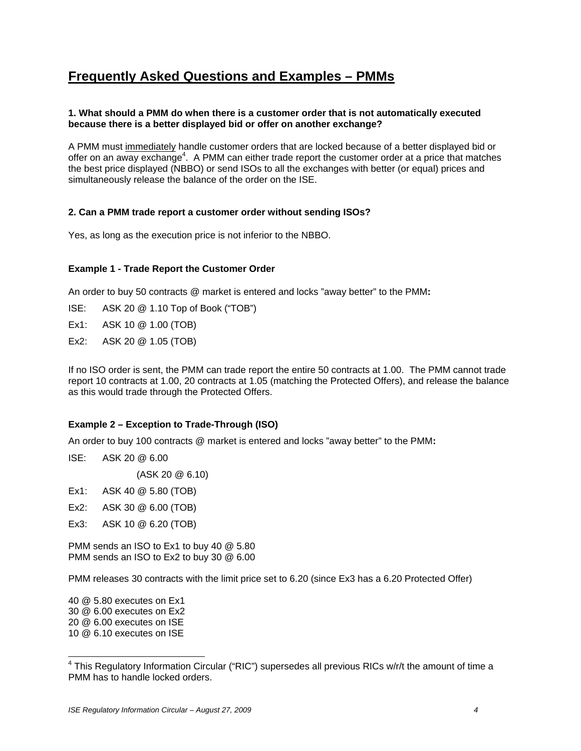## Frequently Asked Questions and Examples – PMMs

**1. What should a PMM do when there is a customer order that is not automatically executed because there is a better displayed bid or offer on another exchange?**

A PMM must immediately handle customer orders that are locked because of a better displayed bid or offer on an away exchange[4]. A PMM can either trade report the customer order at a price that matches the best price displayed (NBBO) or send ISOs to all the exchanges with better (or equal) prices and simultaneously release the balance of the order on the ISE.

**2. Can a PMM trade report a customer order without sending ISOs?**

Yes, as long as the execution price is not inferior to the NBBO.

**Example 1 - Trade Report the Customer Order**

An order to buy 50 contracts @ market is entered and locks "away better" to the PMM**:**

ISE: ASK 20 @ 1.10 Top of Book ("TOB")

Ex1: ASK 10 @ 1.00 (TOB)

Ex2: ASK 20 @ 1.05 (TOB)

If no ISO order is sent, the PMM can trade report the entire 50 contracts at 1.00. The PMM cannot trade report 10 contracts at 1.00, 20 contracts at 1.05 (matching the Protected Offers), and release the balance as this would trade through the Protected Offers.

**Example 2 – Exception to Trade-Through (ISO)**

An order to buy 100 contracts @ market is entered and locks "away better" to the PMM**:**

ISE: ASK 20 @ 6.00

(ASK 20 @ 6.10)

Ex1: ASK 40 @ 5.80 (TOB)

Ex2: ASK 30 @ 6.00 (TOB)

Ex3: ASK 10 @ 6.20 (TOB)

PMM sends an ISO to Ex1 to buy 40 @ 5.80
PMM sends an ISO to Ex2 to buy 30 @ 6.00

PMM releases 30 contracts with the limit price set to 6.20 (since Ex3 has a 6.20 Protected Offer)

40 @ 5.80 executes on Ex1
30 @ 6.00 executes on Ex2
20 @ 6.00 executes on ISE
10 @ 6.10 executes on ISE

[4] This Regulatory Information Circular ("RIC") supersedes all previous RICs w/r/t the amount of time a PMM has to handle locked orders.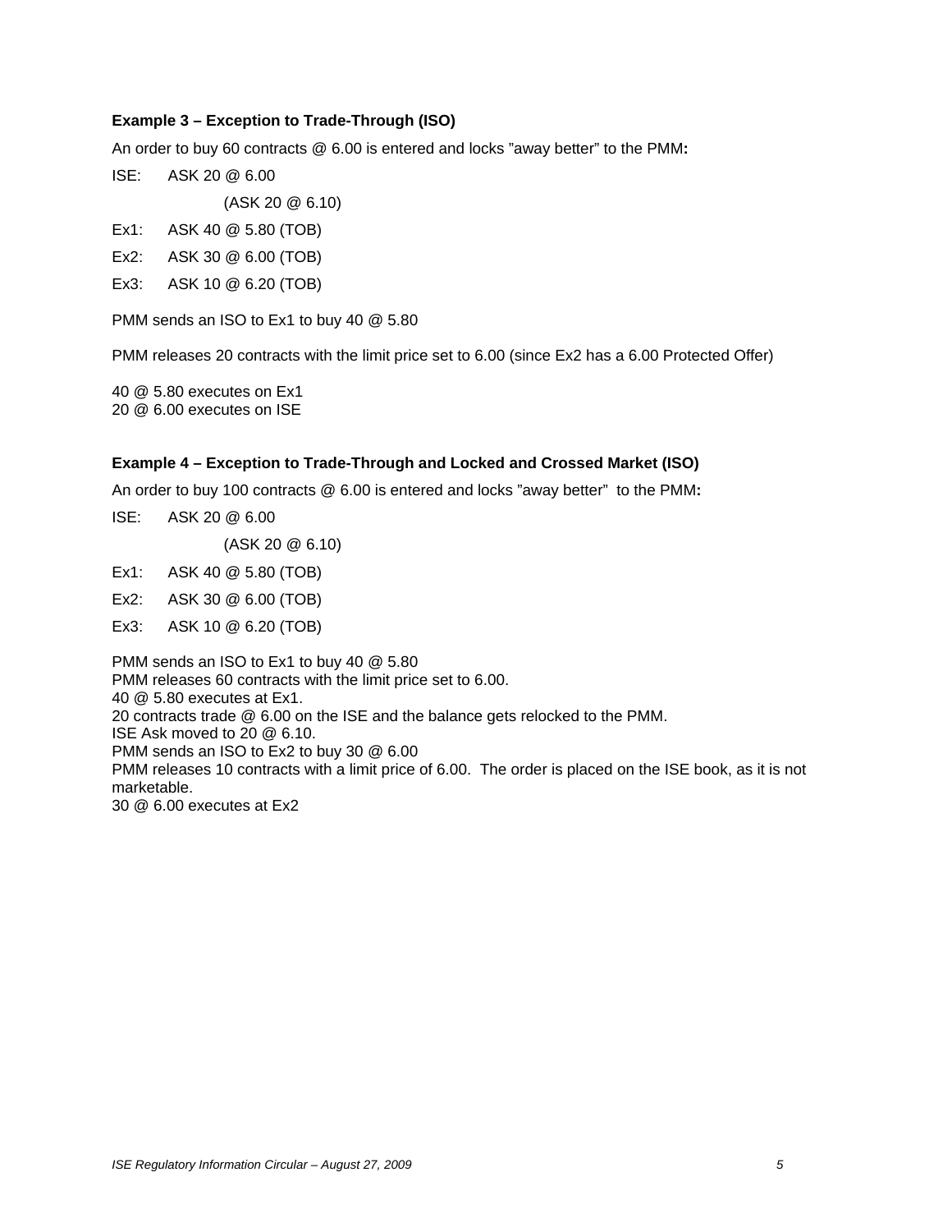**Example 3 – Exception to Trade-Through (ISO)**

An order to buy 60 contracts @ 6.00 is entered and locks "away better" to the PMM**:**

ISE: ASK 20 @ 6.00

(ASK 20 @ 6.10)

Ex1: ASK 40 @ 5.80 (TOB)

Ex2: ASK 30 @ 6.00 (TOB)

Ex3: ASK 10 @ 6.20 (TOB)

PMM sends an ISO to Ex1 to buy 40 @ 5.80

PMM releases 20 contracts with the limit price set to 6.00 (since Ex2 has a 6.00 Protected Offer)

40 @ 5.80 executes on Ex1
20 @ 6.00 executes on ISE

**Example 4 – Exception to Trade-Through and Locked and Crossed Market (ISO)**

An order to buy 100 contracts @ 6.00 is entered and locks "away better" to the PMM**:**

ISE: ASK 20 @ 6.00

(ASK 20 @ 6.10)

Ex1: ASK 40 @ 5.80 (TOB)

Ex2: ASK 30 @ 6.00 (TOB)

Ex3: ASK 10 @ 6.20 (TOB)

PMM sends an ISO to Ex1 to buy 40 @ 5.80
PMM releases 60 contracts with the limit price set to 6.00.
40 @ 5.80 executes at Ex1.
20 contracts trade @ 6.00 on the ISE and the balance gets relocked to the PMM.
ISE Ask moved to 20 @ 6.10.
PMM sends an ISO to Ex2 to buy 30 @ 6.00
PMM releases 10 contracts with a limit price of 6.00. The order is placed on the ISE book, as it is not marketable.
30 @ 6.00 executes at Ex2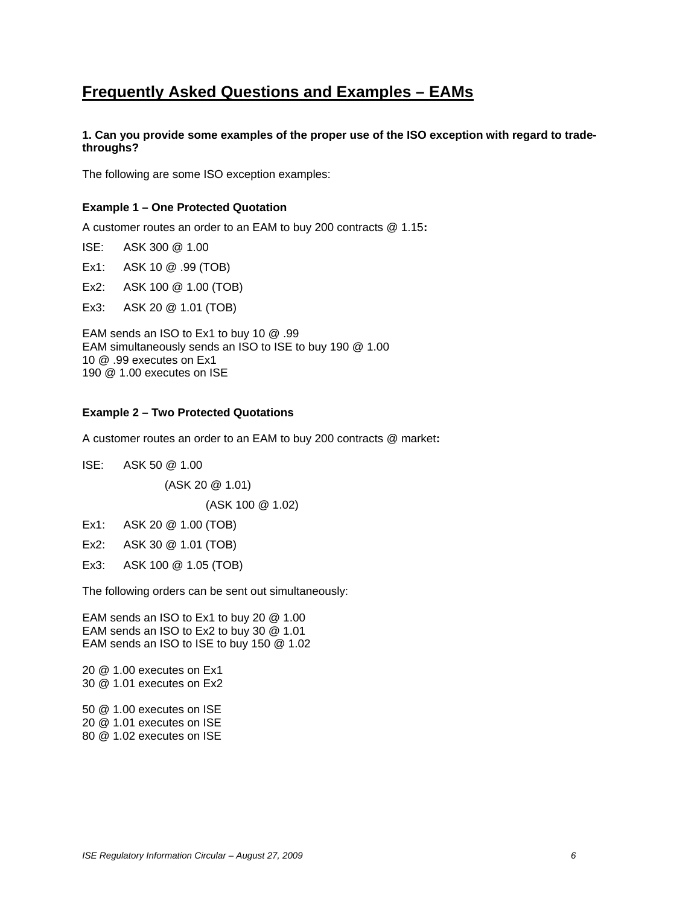## Frequently Asked Questions and Examples – EAMs

**1. Can you provide some examples of the proper use of the ISO exception with regard to trade-throughs?**

The following are some ISO exception examples:

**Example 1 – One Protected Quotation**

A customer routes an order to an EAM to buy 200 contracts @ 1.15**:**

ISE: ASK 300 @ 1.00

Ex1: ASK 10 @ .99 (TOB)

Ex2: ASK 100 @ 1.00 (TOB)

Ex3: ASK 20 @ 1.01 (TOB)

EAM sends an ISO to Ex1 to buy 10 @ .99
EAM simultaneously sends an ISO to ISE to buy 190 @ 1.00
10 @ .99 executes on Ex1
190 @ 1.00 executes on ISE

**Example 2 – Two Protected Quotations**

A customer routes an order to an EAM to buy 200 contracts @ market**:**

ISE: ASK 50 @ 1.00

(ASK 20 @ 1.01)

(ASK 100 @ 1.02)

Ex1: ASK 20 @ 1.00 (TOB)

Ex2: ASK 30 @ 1.01 (TOB)

Ex3: ASK 100 @ 1.05 (TOB)

The following orders can be sent out simultaneously:

EAM sends an ISO to Ex1 to buy 20 @ 1.00
EAM sends an ISO to Ex2 to buy 30 @ 1.01
EAM sends an ISO to ISE to buy 150 @ 1.02

20 @ 1.00 executes on Ex1
30 @ 1.01 executes on Ex2

50 @ 1.00 executes on ISE
20 @ 1.01 executes on ISE
80 @ 1.02 executes on ISE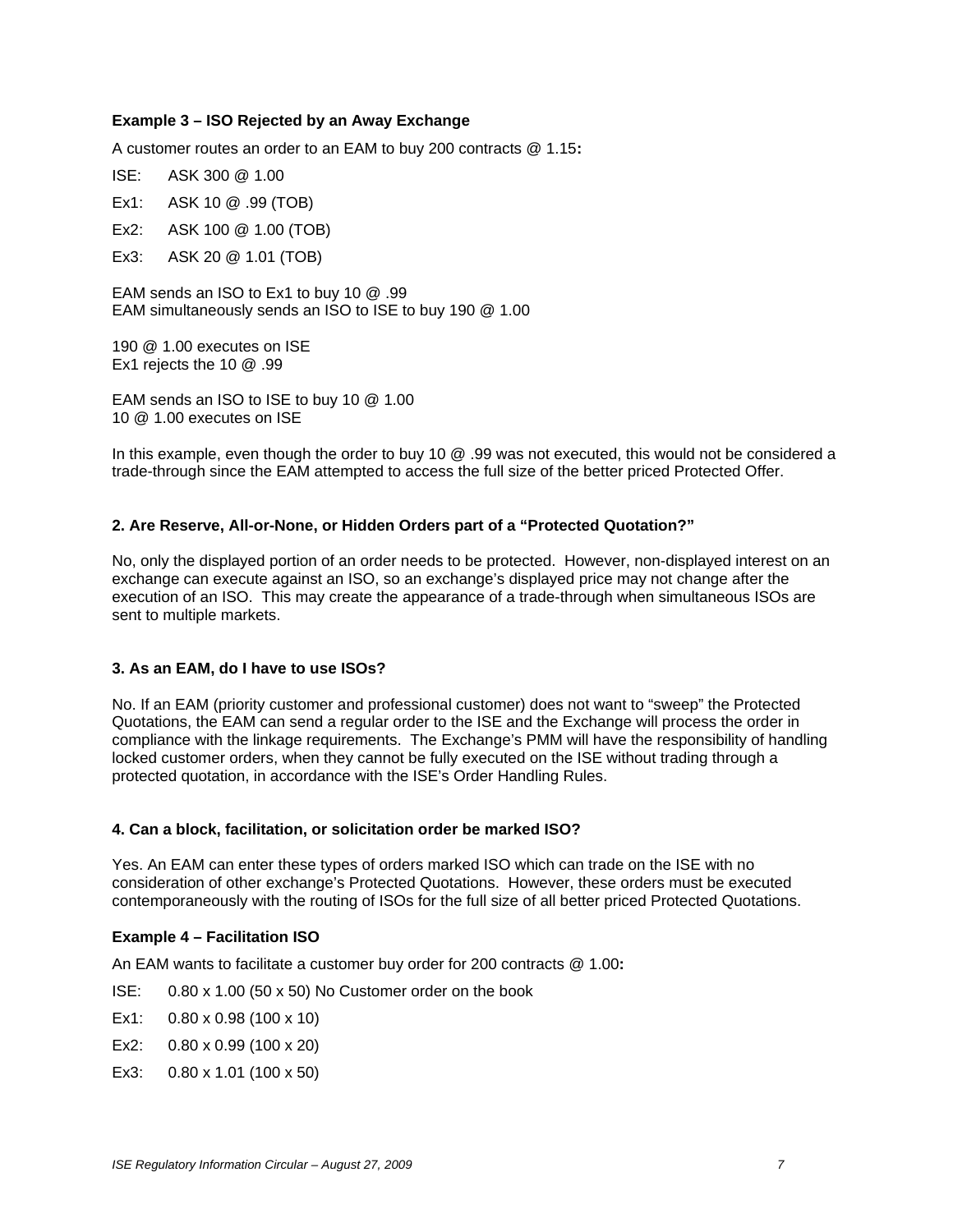**Example 3 – ISO Rejected by an Away Exchange**

A customer routes an order to an EAM to buy 200 contracts @ 1.15**:**

ISE: ASK 300 @ 1.00

Ex1: ASK 10 @ .99 (TOB)

Ex2: ASK 100 @ 1.00 (TOB)

Ex3: ASK 20 @ 1.01 (TOB)

EAM sends an ISO to Ex1 to buy 10 @ .99
EAM simultaneously sends an ISO to ISE to buy 190 @ 1.00

190 @ 1.00 executes on ISE
Ex1 rejects the 10 @ .99

EAM sends an ISO to ISE to buy 10 @ 1.00
10 @ 1.00 executes on ISE

In this example, even though the order to buy 10 @ .99 was not executed, this would not be considered a trade-through since the EAM attempted to access the full size of the better priced Protected Offer.

**2. Are Reserve, All-or-None, or Hidden Orders part of a "Protected Quotation?"**

No, only the displayed portion of an order needs to be protected. However, non-displayed interest on an exchange can execute against an ISO, so an exchange's displayed price may not change after the execution of an ISO. This may create the appearance of a trade-through when simultaneous ISOs are sent to multiple markets.

**3. As an EAM, do I have to use ISOs?**

No. If an EAM (priority customer and professional customer) does not want to "sweep" the Protected Quotations, the EAM can send a regular order to the ISE and the Exchange will process the order in compliance with the linkage requirements. The Exchange's PMM will have the responsibility of handling locked customer orders, when they cannot be fully executed on the ISE without trading through a protected quotation, in accordance with the ISE's Order Handling Rules.

**4. Can a block, facilitation, or solicitation order be marked ISO?**

Yes. An EAM can enter these types of orders marked ISO which can trade on the ISE with no consideration of other exchange's Protected Quotations. However, these orders must be executed contemporaneously with the routing of ISOs for the full size of all better priced Protected Quotations.

**Example 4 – Facilitation ISO**

An EAM wants to facilitate a customer buy order for 200 contracts @ 1.00**:**

ISE: 0.80 x 1.00 (50 x 50) No Customer order on the book

Ex1: 0.80 x 0.98 (100 x 10)

Ex2: 0.80 x 0.99 (100 x 20)

Ex3: 0.80 x 1.01 (100 x 50)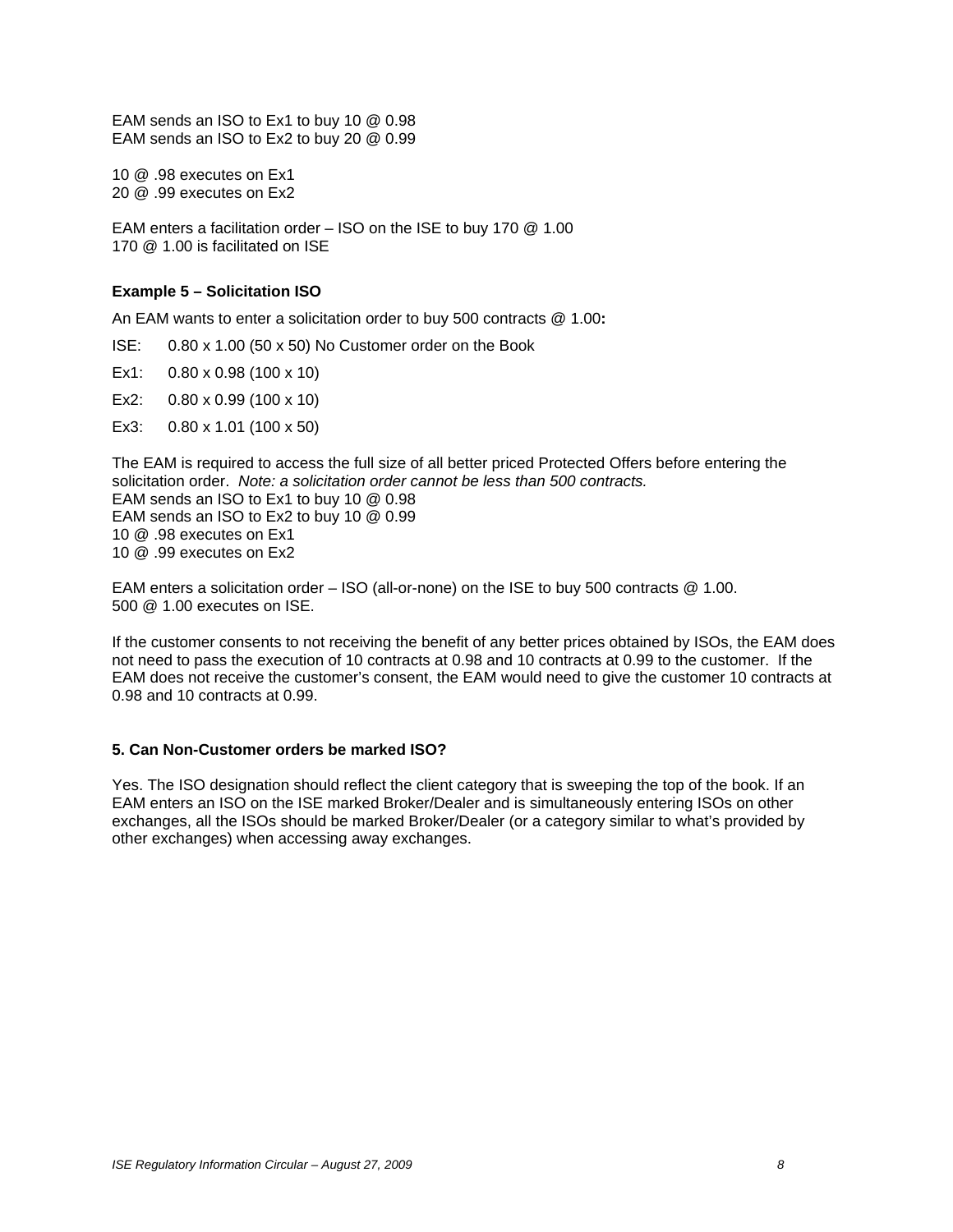EAM sends an ISO to Ex1 to buy 10 @ 0.98
EAM sends an ISO to Ex2 to buy 20 @ 0.99

10 @ .98 executes on Ex1
20 @ .99 executes on Ex2

EAM enters a facilitation order – ISO on the ISE to buy 170 @ 1.00
170 @ 1.00 is facilitated on ISE

**Example 5 – Solicitation ISO**

An EAM wants to enter a solicitation order to buy 500 contracts @ 1.00**:**

ISE: 0.80 x 1.00 (50 x 50) No Customer order on the Book

Ex1: 0.80 x 0.98 (100 x 10)

Ex2: 0.80 x 0.99 (100 x 10)

Ex3: 0.80 x 1.01 (100 x 50)

The EAM is required to access the full size of all better priced Protected Offers before entering the solicitation order. *Note: a solicitation order cannot be less than 500 contracts.*
EAM sends an ISO to Ex1 to buy 10 @ 0.98
EAM sends an ISO to Ex2 to buy 10 @ 0.99
10 @ .98 executes on Ex1
10 @ .99 executes on Ex2

EAM enters a solicitation order – ISO (all-or-none) on the ISE to buy 500 contracts @ 1.00.
500 @ 1.00 executes on ISE.

If the customer consents to not receiving the benefit of any better prices obtained by ISOs, the EAM does not need to pass the execution of 10 contracts at 0.98 and 10 contracts at 0.99 to the customer. If the EAM does not receive the customer's consent, the EAM would need to give the customer 10 contracts at 0.98 and 10 contracts at 0.99.

**5. Can Non-Customer orders be marked ISO?**

Yes. The ISO designation should reflect the client category that is sweeping the top of the book. If an EAM enters an ISO on the ISE marked Broker/Dealer and is simultaneously entering ISOs on other exchanges, all the ISOs should be marked Broker/Dealer (or a category similar to what's provided by other exchanges) when accessing away exchanges.